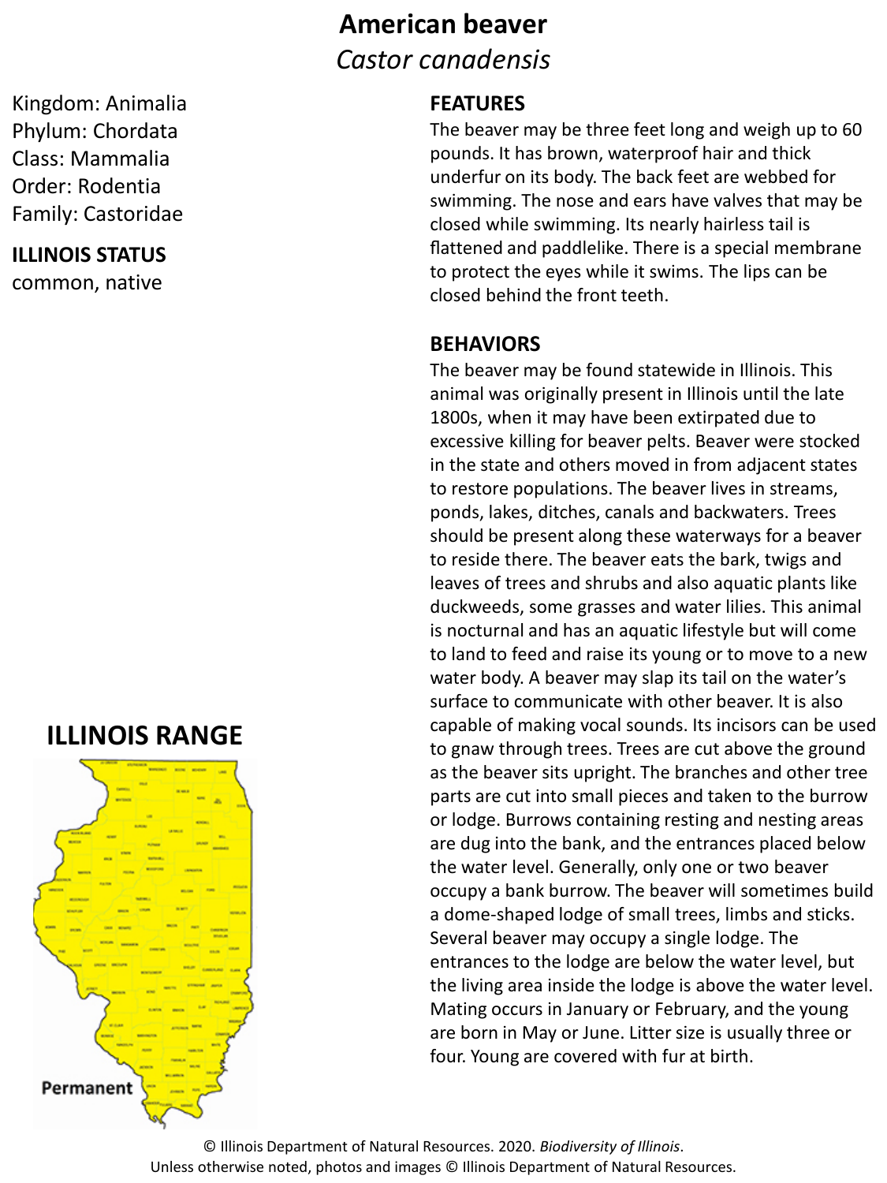# American beaver

*Castor canadensis*

Kingdom: Animalia
Phylum: Chordata
Class: Mammalia
Order: Rodentia
Family: Castoridae

## ILLINOIS STATUS

common, native

## FEATURES

The beaver may be three feet long and weigh up to 60 pounds. It has brown, waterproof hair and thick underfur on its body. The back feet are webbed for swimming. The nose and ears have valves that may be closed while swimming. Its nearly hairless tail is flattened and paddlelike. There is a special membrane to protect the eyes while it swims. The lips can be closed behind the front teeth.

## BEHAVIORS

The beaver may be found statewide in Illinois. This animal was originally present in Illinois until the late 1800s, when it may have been extirpated due to excessive killing for beaver pelts. Beaver were stocked in the state and others moved in from adjacent states to restore populations. The beaver lives in streams, ponds, lakes, ditches, canals and backwaters. Trees should be present along these waterways for a beaver to reside there. The beaver eats the bark, twigs and leaves of trees and shrubs and also aquatic plants like duckweeds, some grasses and water lilies. This animal is nocturnal and has an aquatic lifestyle but will come to land to feed and raise its young or to move to a new water body. A beaver may slap its tail on the water's surface to communicate with other beaver. It is also capable of making vocal sounds. Its incisors can be used to gnaw through trees. Trees are cut above the ground as the beaver sits upright. The branches and other tree parts are cut into small pieces and taken to the burrow or lodge. Burrows containing resting and nesting areas are dug into the bank, and the entrances placed below the water level. Generally, only one or two beaver occupy a bank burrow. The beaver will sometimes build a dome-shaped lodge of small trees, limbs and sticks. Several beaver may occupy a single lodge. The entrances to the lodge are below the water level, but the living area inside the lodge is above the water level. Mating occurs in January or February, and the young are born in May or June. Litter size is usually three or four. Young are covered with fur at birth.

## ILLINOIS RANGE

Permanent

© Illinois Department of Natural Resources. 2020. *Biodiversity of Illinois*.
Unless otherwise noted, photos and images © Illinois Department of Natural Resources.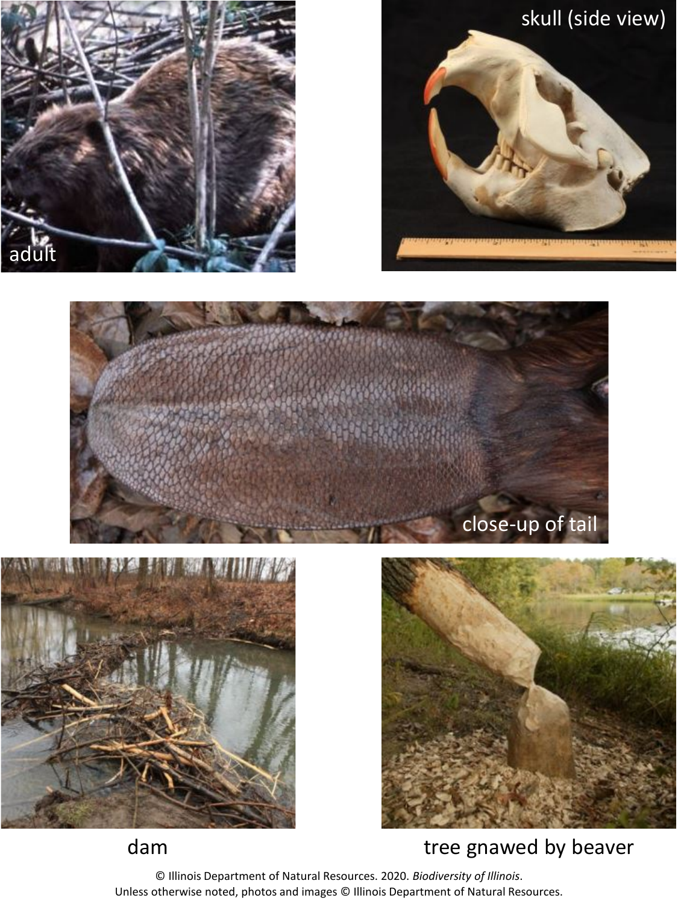adult

skull (side view)

close-up of tail

dam

tree gnawed by beaver

© Illinois Department of Natural Resources. 2020. *Biodiversity of Illinois*.
Unless otherwise noted, photos and images © Illinois Department of Natural Resources.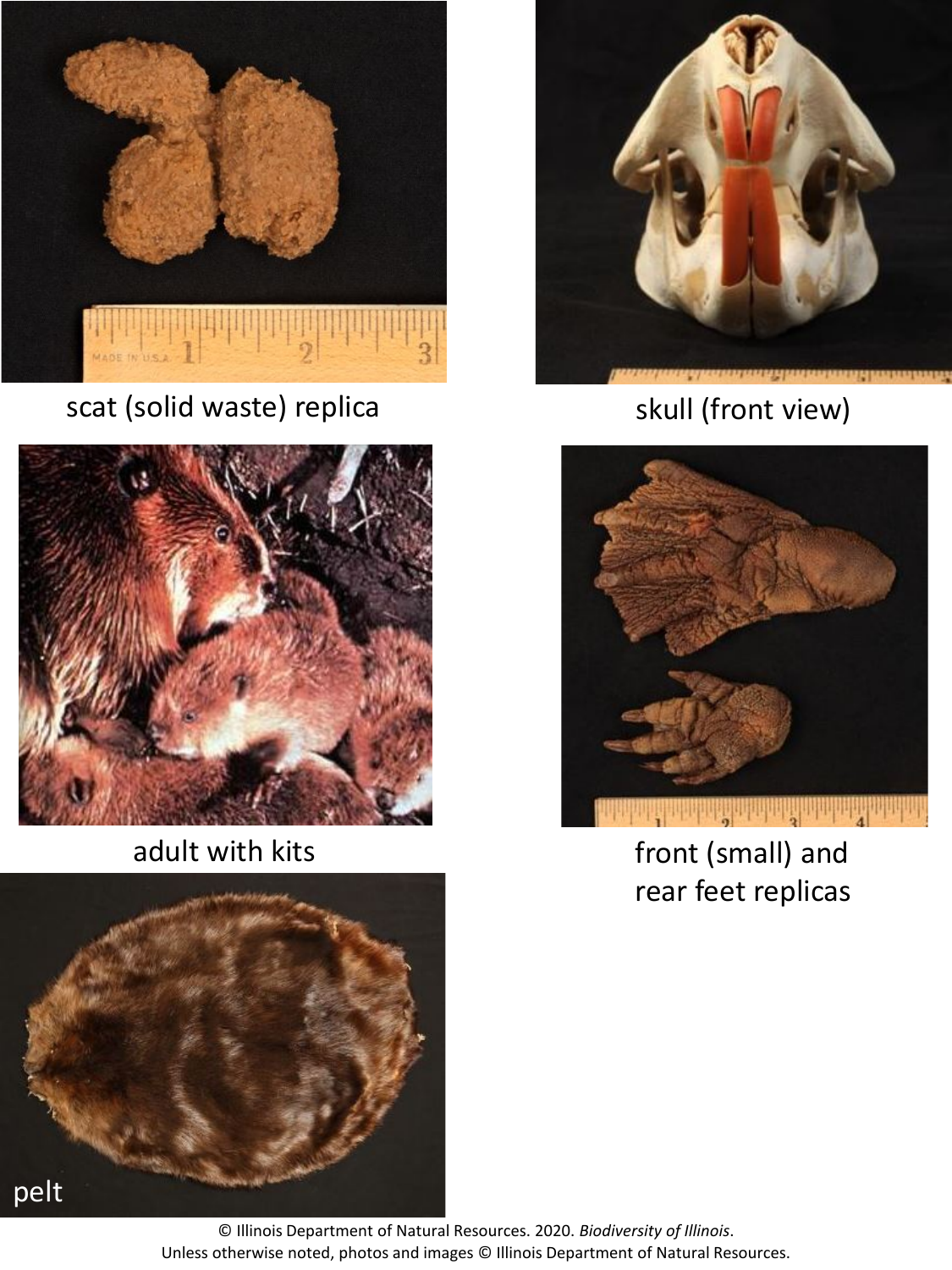scat (solid waste) replica

skull (front view)

adult with kits

front (small) and rear feet replicas

pelt

© Illinois Department of Natural Resources. 2020. *Biodiversity of Illinois*.
Unless otherwise noted, photos and images © Illinois Department of Natural Resources.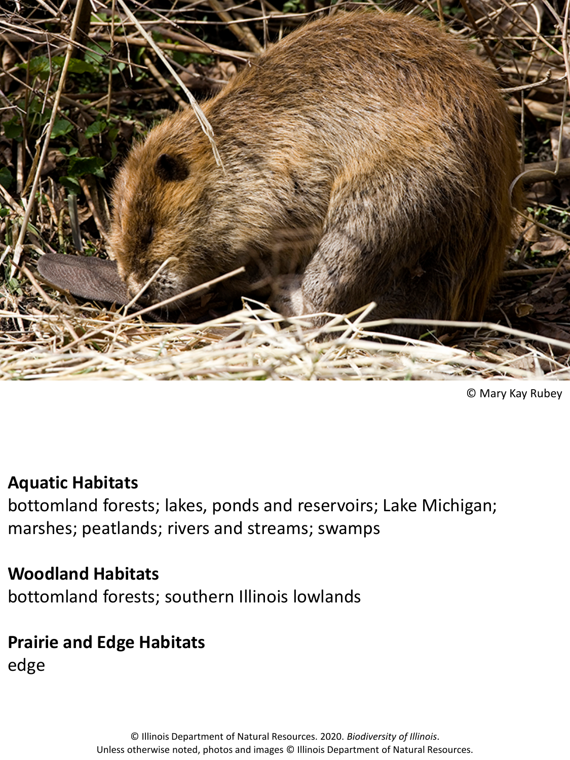© Mary Kay Rubey

**Aquatic Habitats**
bottomland forests; lakes, ponds and reservoirs; Lake Michigan; marshes; peatlands; rivers and streams; swamps

**Woodland Habitats**
bottomland forests; southern Illinois lowlands

**Prairie and Edge Habitats**
edge

© Illinois Department of Natural Resources. 2020. *Biodiversity of Illinois*.
Unless otherwise noted, photos and images © Illinois Department of Natural Resources.